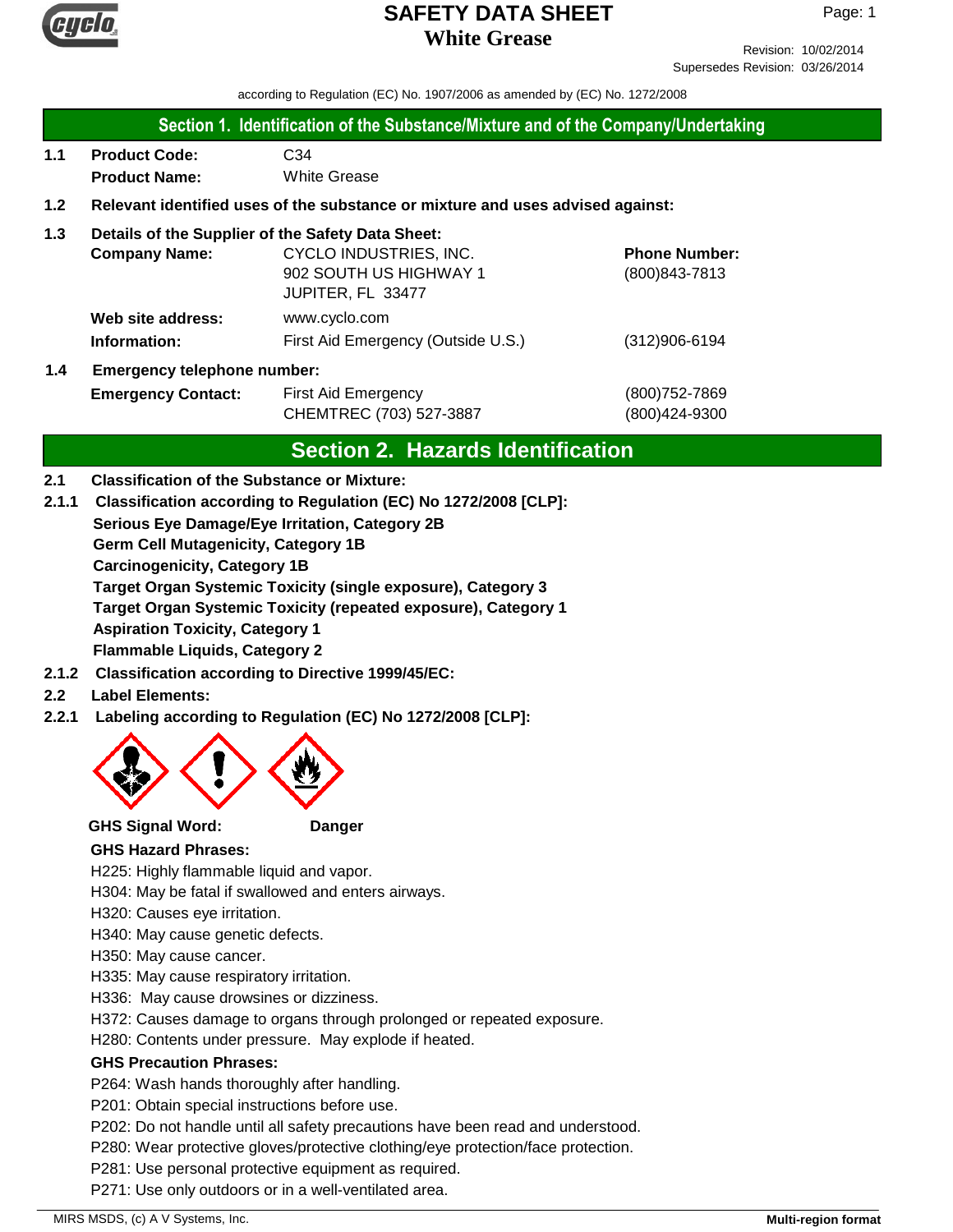# SAFETY DATA SHEET
## White Grease

Revision: 10/02/2014
Supersedes Revision: 03/26/2014

according to Regulation (EC) No. 1907/2006 as amended by (EC) No. 1272/2008

## Section 1. Identification of the Substance/Mixture and of the Company/Undertaking

**1.1** **Product Code:** C34
**Product Name:** White Grease

**1.2** **Relevant identified uses of the substance or mixture and uses advised against:**

**1.3** **Details of the Supplier of the Safety Data Sheet:**

**Company Name:** CYCLO INDUSTRIES, INC.
902 SOUTH US HIGHWAY 1
JUPITER, FL 33477

**Phone Number:** (800)843-7813

**Web site address:** www.cyclo.com

**Information:** First Aid Emergency (Outside U.S.) (312)906-6194

**1.4** **Emergency telephone number:**

**Emergency Contact:** First Aid Emergency (800)752-7869
CHEMTREC (703) 527-3887 (800)424-9300

## Section 2. Hazards Identification

**2.1** **Classification of the Substance or Mixture:**

**2.1.1** **Classification according to Regulation (EC) No 1272/2008 [CLP]:**

**Serious Eye Damage/Eye Irritation, Category 2B**
**Germ Cell Mutagenicity, Category 1B**
**Carcinogenicity, Category 1B**
**Target Organ Systemic Toxicity (single exposure), Category 3**
**Target Organ Systemic Toxicity (repeated exposure), Category 1**
**Aspiration Toxicity, Category 1**
**Flammable Liquids, Category 2**

**2.1.2** **Classification according to Directive 1999/45/EC:**

**2.2** **Label Elements:**

**2.2.1** **Labeling according to Regulation (EC) No 1272/2008 [CLP]:**

**GHS Signal Word:** **Danger**

**GHS Hazard Phrases:**

H225: Highly flammable liquid and vapor.
H304: May be fatal if swallowed and enters airways.
H320: Causes eye irritation.
H340: May cause genetic defects.
H350: May cause cancer.
H335: May cause respiratory irritation.
H336: May cause drowsines or dizziness.
H372: Causes damage to organs through prolonged or repeated exposure.
H280: Contents under pressure. May explode if heated.

**GHS Precaution Phrases:**

P264: Wash hands thoroughly after handling.
P201: Obtain special instructions before use.
P202: Do not handle until all safety precautions have been read and understood.
P280: Wear protective gloves/protective clothing/eye protection/face protection.
P281: Use personal protective equipment as required.
P271: Use only outdoors or in a well-ventilated area.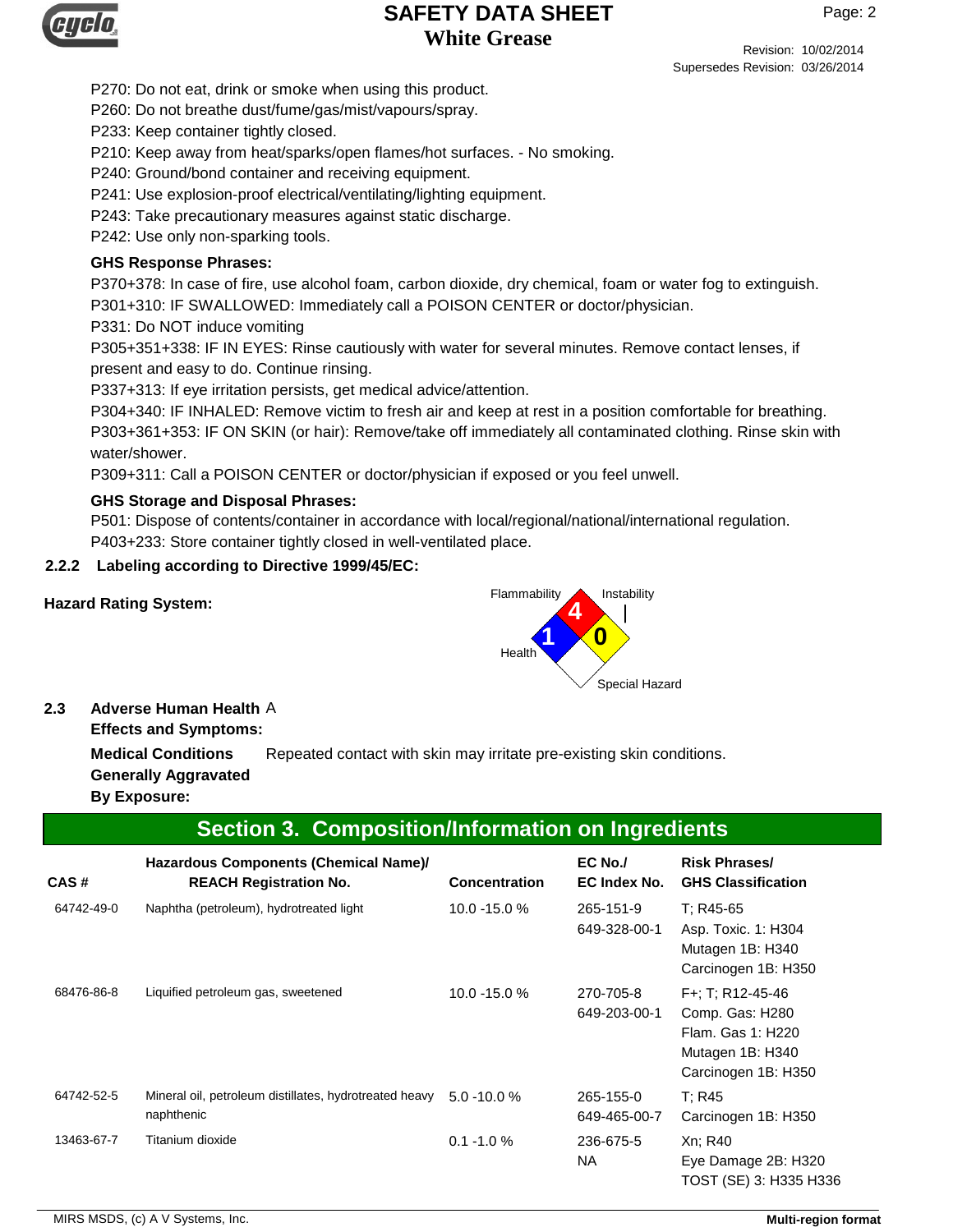P270: Do not eat, drink or smoke when using this product.
P260: Do not breathe dust/fume/gas/mist/vapours/spray.
P233: Keep container tightly closed.
P210: Keep away from heat/sparks/open flames/hot surfaces. - No smoking.
P240: Ground/bond container and receiving equipment.
P241: Use explosion-proof electrical/ventilating/lighting equipment.
P243: Take precautionary measures against static discharge.
P242: Use only non-sparking tools.

**GHS Response Phrases:**

P370+378: In case of fire, use alcohol foam, carbon dioxide, dry chemical, foam or water fog to extinguish.
P301+310: IF SWALLOWED: Immediately call a POISON CENTER or doctor/physician.
P331: Do NOT induce vomiting
P305+351+338: IF IN EYES: Rinse cautiously with water for several minutes. Remove contact lenses, if present and easy to do. Continue rinsing.
P337+313: If eye irritation persists, get medical advice/attention.
P304+340: IF INHALED: Remove victim to fresh air and keep at rest in a position comfortable for breathing.
P303+361+353: IF ON SKIN (or hair): Remove/take off immediately all contaminated clothing. Rinse skin with water/shower.
P309+311: Call a POISON CENTER or doctor/physician if exposed or you feel unwell.

**GHS Storage and Disposal Phrases:**

P501: Dispose of contents/container in accordance with local/regional/national/international regulation.
P403+233: Store container tightly closed in well-ventilated place.

**2.2.2 Labeling according to Directive 1999/45/EC:**

**Hazard Rating System:**

Flammability: 4
Health: 1
Instability: 0
Special Hazard

**2.3 Adverse Human Health Effects and Symptoms:** A

**Medical Conditions Generally Aggravated By Exposure:** Repeated contact with skin may irritate pre-existing skin conditions.

## Section 3. Composition/Information on Ingredients

| CAS # | Hazardous Components (Chemical Name)/ REACH Registration No. | Concentration | EC No./ EC Index No. | Risk Phrases/ GHS Classification |
|---|---|---|---|---|
| 64742-49-0 | Naphtha (petroleum), hydrotreated light | 10.0 -15.0 % | 265-151-9<br>649-328-00-1 | T; R45-65<br>Asp. Toxic. 1: H304<br>Mutagen 1B: H340<br>Carcinogen 1B: H350 |
| 68476-86-8 | Liquified petroleum gas, sweetened | 10.0 -15.0 % | 270-705-8<br>649-203-00-1 | F+; T; R12-45-46<br>Comp. Gas: H280<br>Flam. Gas 1: H220<br>Mutagen 1B: H340<br>Carcinogen 1B: H350 |
| 64742-52-5 | Mineral oil, petroleum distillates, hydrotreated heavy naphthenic | 5.0 -10.0 % | 265-155-0<br>649-465-00-7 | T; R45<br>Carcinogen 1B: H350 |
| 13463-67-7 | Titanium dioxide | 0.1 -1.0 % | 236-675-5<br>NA | Xn; R40<br>Eye Damage 2B: H320<br>TOST (SE) 3: H335 H336 |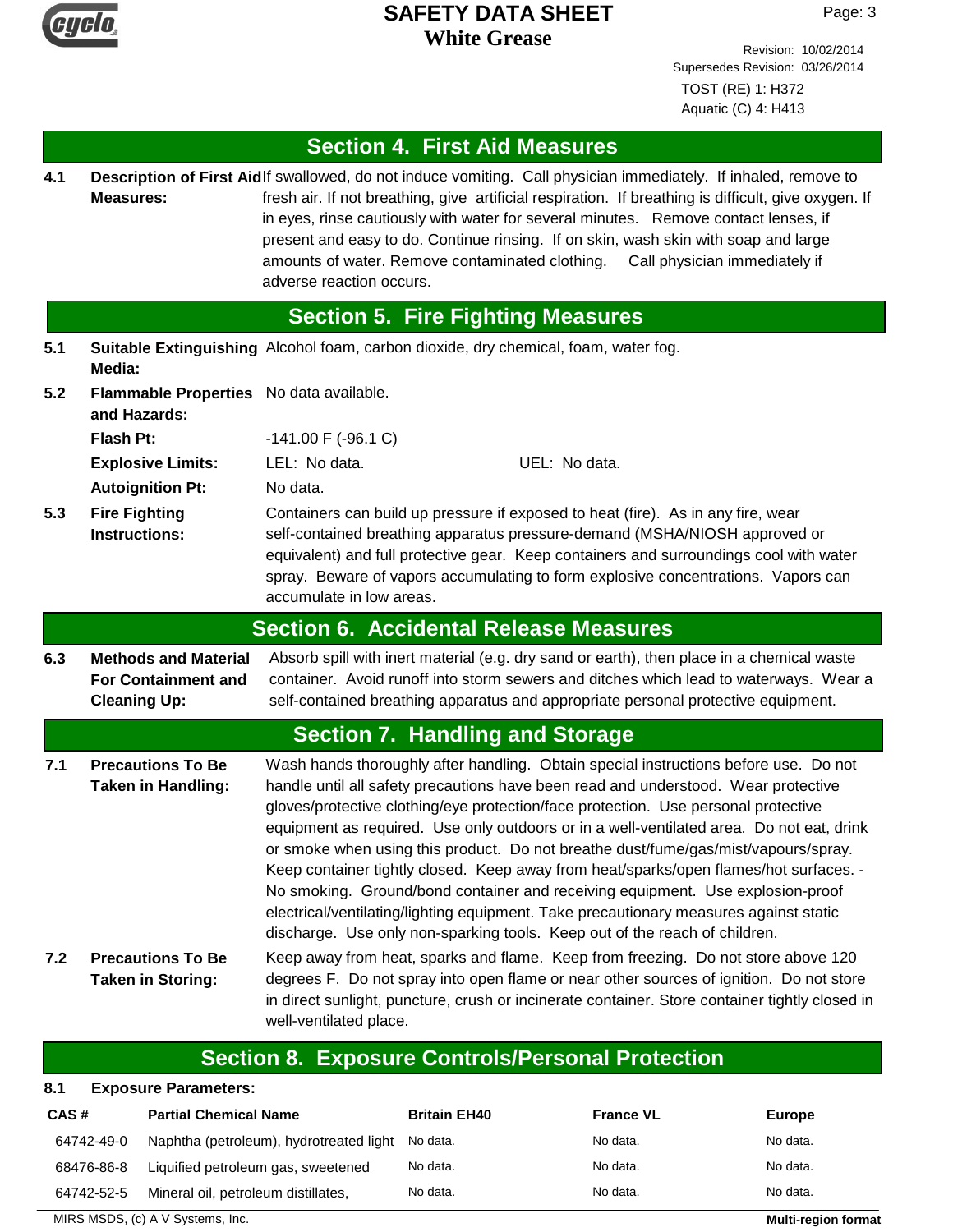TOST (RE) 1: H372
Aquatic (C) 4: H413

## Section 4. First Aid Measures

**4.1 Description of First Aid Measures:** If swallowed, do not induce vomiting. Call physician immediately. If inhaled, remove to fresh air. If not breathing, give artificial respiration. If breathing is difficult, give oxygen. If in eyes, rinse cautiously with water for several minutes. Remove contact lenses, if present and easy to do. Continue rinsing. If on skin, wash skin with soap and large amounts of water. Remove contaminated clothing. Call physician immediately if adverse reaction occurs.

## Section 5. Fire Fighting Measures

**5.1 Suitable Extinguishing Media:** Alcohol foam, carbon dioxide, dry chemical, foam, water fog.

**5.2 Flammable Properties and Hazards:** No data available.

**Flash Pt:** -141.00 F (-96.1 C)

**Explosive Limits:** LEL: No data. UEL: No data.

**Autoignition Pt:** No data.

**5.3 Fire Fighting Instructions:** Containers can build up pressure if exposed to heat (fire). As in any fire, wear self-contained breathing apparatus pressure-demand (MSHA/NIOSH approved or equivalent) and full protective gear. Keep containers and surroundings cool with water spray. Beware of vapors accumulating to form explosive concentrations. Vapors can accumulate in low areas.

## Section 6. Accidental Release Measures

**6.3 Methods and Material For Containment and Cleaning Up:** Absorb spill with inert material (e.g. dry sand or earth), then place in a chemical waste container. Avoid runoff into storm sewers and ditches which lead to waterways. Wear a self-contained breathing apparatus and appropriate personal protective equipment.

## Section 7. Handling and Storage

**7.1 Precautions To Be Taken in Handling:** Wash hands thoroughly after handling. Obtain special instructions before use. Do not handle until all safety precautions have been read and understood. Wear protective gloves/protective clothing/eye protection/face protection. Use personal protective equipment as required. Use only outdoors or in a well-ventilated area. Do not eat, drink or smoke when using this product. Do not breathe dust/fume/gas/mist/vapours/spray. Keep container tightly closed. Keep away from heat/sparks/open flames/hot surfaces. - No smoking. Ground/bond container and receiving equipment. Use explosion-proof electrical/ventilating/lighting equipment. Take precautionary measures against static discharge. Use only non-sparking tools. Keep out of the reach of children.

**7.2 Precautions To Be Taken in Storing:** Keep away from heat, sparks and flame. Keep from freezing. Do not store above 120 degrees F. Do not spray into open flame or near other sources of ignition. Do not store in direct sunlight, puncture, crush or incinerate container. Store container tightly closed in well-ventilated place.

## Section 8. Exposure Controls/Personal Protection

**8.1 Exposure Parameters:**

| CAS # | Partial Chemical Name | Britain EH40 | France VL | Europe |
|---|---|---|---|---|
| 64742-49-0 | Naphtha (petroleum), hydrotreated light | No data. | No data. | No data. |
| 68476-86-8 | Liquified petroleum gas, sweetened | No data. | No data. | No data. |
| 64742-52-5 | Mineral oil, petroleum distillates, | No data. | No data. | No data. |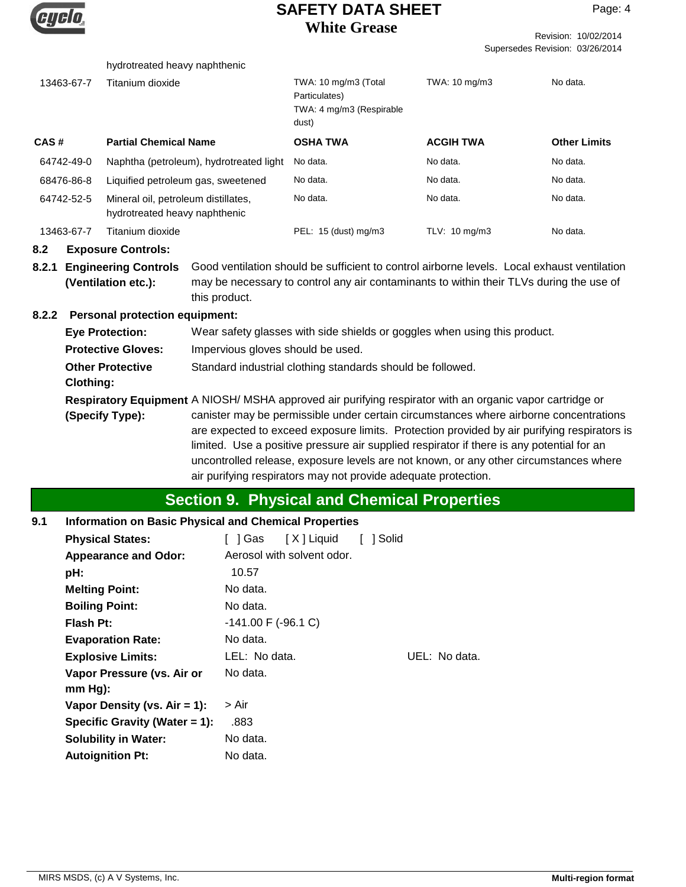| | | | | |
|---|---|---|---|---|
| | hydrotreated heavy naphthenic | | | |
| 13463-67-7 | Titanium dioxide | TWA: 10 mg/m3 (Total Particulates) TWA: 4 mg/m3 (Respirable dust) | TWA: 10 mg/m3 | No data. |

| CAS # | Partial Chemical Name | OSHA TWA | ACGIH TWA | Other Limits |
|---|---|---|---|---|
| 64742-49-0 | Naphtha (petroleum), hydrotreated light | No data. | No data. | No data. |
| 68476-86-8 | Liquified petroleum gas, sweetened | No data. | No data. | No data. |
| 64742-52-5 | Mineral oil, petroleum distillates, hydrotreated heavy naphthenic | No data. | No data. | No data. |
| 13463-67-7 | Titanium dioxide | PEL: 15 (dust) mg/m3 | TLV: 10 mg/m3 | No data. |

**8.2 Exposure Controls:**

**8.2.1 Engineering Controls (Ventilation etc.):** Good ventilation should be sufficient to control airborne levels. Local exhaust ventilation may be necessary to control any air contaminants to within their TLVs during the use of this product.

**8.2.2 Personal protection equipment:**

**Eye Protection:** Wear safety glasses with side shields or goggles when using this product.

**Protective Gloves:** Impervious gloves should be used.

**Other Protective Clothing:** Standard industrial clothing standards should be followed.

**Respiratory Equipment (Specify Type):** A NIOSH/ MSHA approved air purifying respirator with an organic vapor cartridge or canister may be permissible under certain circumstances where airborne concentrations are expected to exceed exposure limits. Protection provided by air purifying respirators is limited. Use a positive pressure air supplied respirator if there is any potential for an uncontrolled release, exposure levels are not known, or any other circumstances where air purifying respirators may not provide adequate protection.

## Section 9. Physical and Chemical Properties

**9.1 Information on Basic Physical and Chemical Properties**

**Physical States:** [ ] Gas [ X ] Liquid [ ] Solid

**Appearance and Odor:** Aerosol with solvent odor.

**pH:** 10.57

**Melting Point:** No data.

**Boiling Point:** No data.

**Flash Pt:** -141.00 F (-96.1 C)

**Evaporation Rate:** No data.

**Explosive Limits:** LEL: No data. UEL: No data.

**Vapor Pressure (vs. Air or mm Hg):** No data.

**Vapor Density (vs. Air = 1):** > Air

**Specific Gravity (Water = 1):** .883

**Solubility in Water:** No data.

**Autoignition Pt:** No data.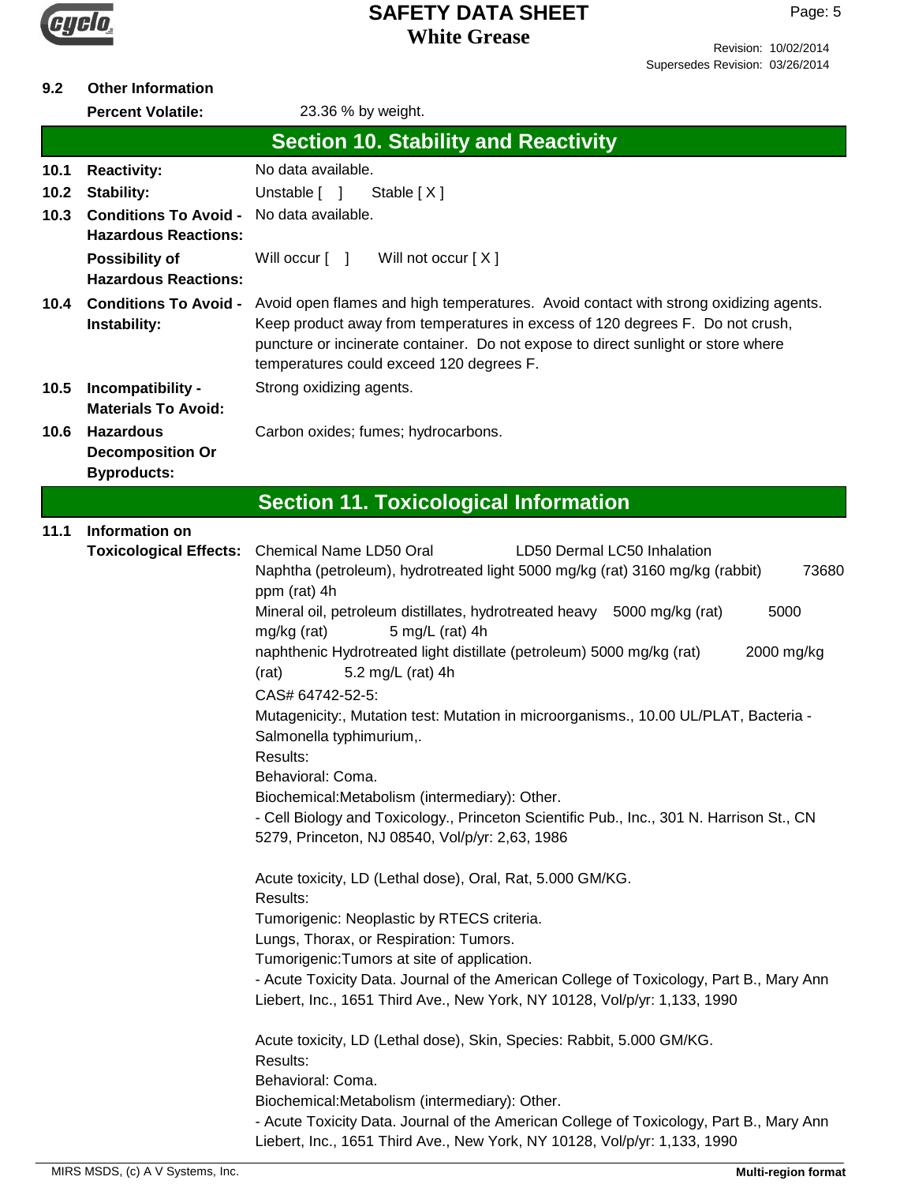**9.2 Other Information**

**Percent Volatile:** 23.36 % by weight.

## Section 10. Stability and Reactivity

**10.1 Reactivity:** No data available.

**10.2 Stability:** Unstable [ ] Stable [ X ]

**10.3 Conditions To Avoid - Hazardous Reactions:** No data available.

**Possibility of Hazardous Reactions:** Will occur [ ] Will not occur [ X ]

**10.4 Conditions To Avoid - Instability:** Avoid open flames and high temperatures. Avoid contact with strong oxidizing agents. Keep product away from temperatures in excess of 120 degrees F. Do not crush, puncture or incinerate container. Do not expose to direct sunlight or store where temperatures could exceed 120 degrees F.

**10.5 Incompatibility - Materials To Avoid:** Strong oxidizing agents.

**10.6 Hazardous Decomposition Or Byproducts:** Carbon oxides; fumes; hydrocarbons.

## Section 11. Toxicological Information

**11.1 Information on Toxicological Effects:**

Chemical Name LD50 Oral LD50 Dermal LC50 Inhalation

Naphtha (petroleum), hydrotreated light 5000 mg/kg (rat) 3160 mg/kg (rabbit) 73680 ppm (rat) 4h

Mineral oil, petroleum distillates, hydrotreated heavy 5000 mg/kg (rat) 5000 mg/kg (rat) 5 mg/L (rat) 4h

naphthenic Hydrotreated light distillate (petroleum) 5000 mg/kg (rat) 2000 mg/kg (rat) 5.2 mg/L (rat) 4h

CAS# 64742-52-5:

Mutagenicity:, Mutation test: Mutation in microorganisms., 10.00 UL/PLAT, Bacteria - Salmonella typhimurium,.

Results:

Behavioral: Coma.

Biochemical:Metabolism (intermediary): Other.

- Cell Biology and Toxicology., Princeton Scientific Pub., Inc., 301 N. Harrison St., CN 5279, Princeton, NJ 08540, Vol/p/yr: 2,63, 1986

Acute toxicity, LD (Lethal dose), Oral, Rat, 5.000 GM/KG.

Results:

Tumorigenic: Neoplastic by RTECS criteria.

Lungs, Thorax, or Respiration: Tumors.

Tumorigenic:Tumors at site of application.

- Acute Toxicity Data. Journal of the American College of Toxicology, Part B., Mary Ann Liebert, Inc., 1651 Third Ave., New York, NY 10128, Vol/p/yr: 1,133, 1990

Acute toxicity, LD (Lethal dose), Skin, Species: Rabbit, 5.000 GM/KG.

Results:

Behavioral: Coma.

Biochemical:Metabolism (intermediary): Other.

- Acute Toxicity Data. Journal of the American College of Toxicology, Part B., Mary Ann Liebert, Inc., 1651 Third Ave., New York, NY 10128, Vol/p/yr: 1,133, 1990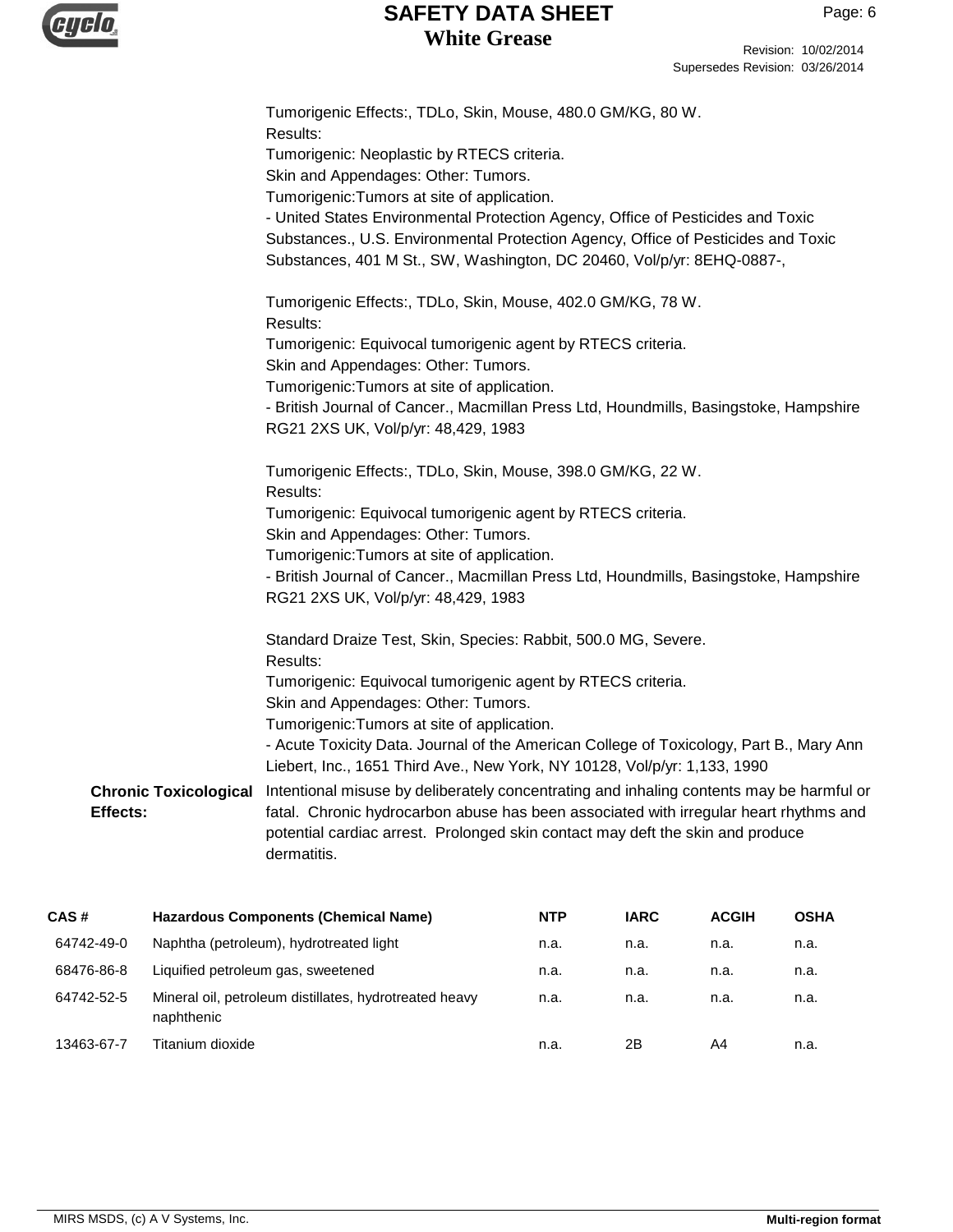Tumorigenic Effects:, TDLo, Skin, Mouse, 480.0 GM/KG, 80 W.
Results:
Tumorigenic: Neoplastic by RTECS criteria.
Skin and Appendages: Other: Tumors.
Tumorigenic:Tumors at site of application.
- United States Environmental Protection Agency, Office of Pesticides and Toxic Substances., U.S. Environmental Protection Agency, Office of Pesticides and Toxic Substances, 401 M St., SW, Washington, DC 20460, Vol/p/yr: 8EHQ-0887-,

Tumorigenic Effects:, TDLo, Skin, Mouse, 402.0 GM/KG, 78 W.
Results:
Tumorigenic: Equivocal tumorigenic agent by RTECS criteria.
Skin and Appendages: Other: Tumors.
Tumorigenic:Tumors at site of application.
- British Journal of Cancer., Macmillan Press Ltd, Houndmills, Basingstoke, Hampshire RG21 2XS UK, Vol/p/yr: 48,429, 1983

Tumorigenic Effects:, TDLo, Skin, Mouse, 398.0 GM/KG, 22 W.
Results:
Tumorigenic: Equivocal tumorigenic agent by RTECS criteria.
Skin and Appendages: Other: Tumors.
Tumorigenic:Tumors at site of application.
- British Journal of Cancer., Macmillan Press Ltd, Houndmills, Basingstoke, Hampshire RG21 2XS UK, Vol/p/yr: 48,429, 1983

Standard Draize Test, Skin, Species: Rabbit, 500.0 MG, Severe.
Results:
Tumorigenic: Equivocal tumorigenic agent by RTECS criteria.
Skin and Appendages: Other: Tumors.
Tumorigenic:Tumors at site of application.
- Acute Toxicity Data. Journal of the American College of Toxicology, Part B., Mary Ann Liebert, Inc., 1651 Third Ave., New York, NY 10128, Vol/p/yr: 1,133, 1990

**Chronic Toxicological Effects:** Intentional misuse by deliberately concentrating and inhaling contents may be harmful or fatal. Chronic hydrocarbon abuse has been associated with irregular heart rhythms and potential cardiac arrest. Prolonged skin contact may deft the skin and produce dermatitis.

| CAS # | Hazardous Components (Chemical Name) | NTP | IARC | ACGIH | OSHA |
|---|---|---|---|---|---|
| 64742-49-0 | Naphtha (petroleum), hydrotreated light | n.a. | n.a. | n.a. | n.a. |
| 68476-86-8 | Liquified petroleum gas, sweetened | n.a. | n.a. | n.a. | n.a. |
| 64742-52-5 | Mineral oil, petroleum distillates, hydrotreated heavy naphthenic | n.a. | n.a. | n.a. | n.a. |
| 13463-67-7 | Titanium dioxide | n.a. | 2B | A4 | n.a. |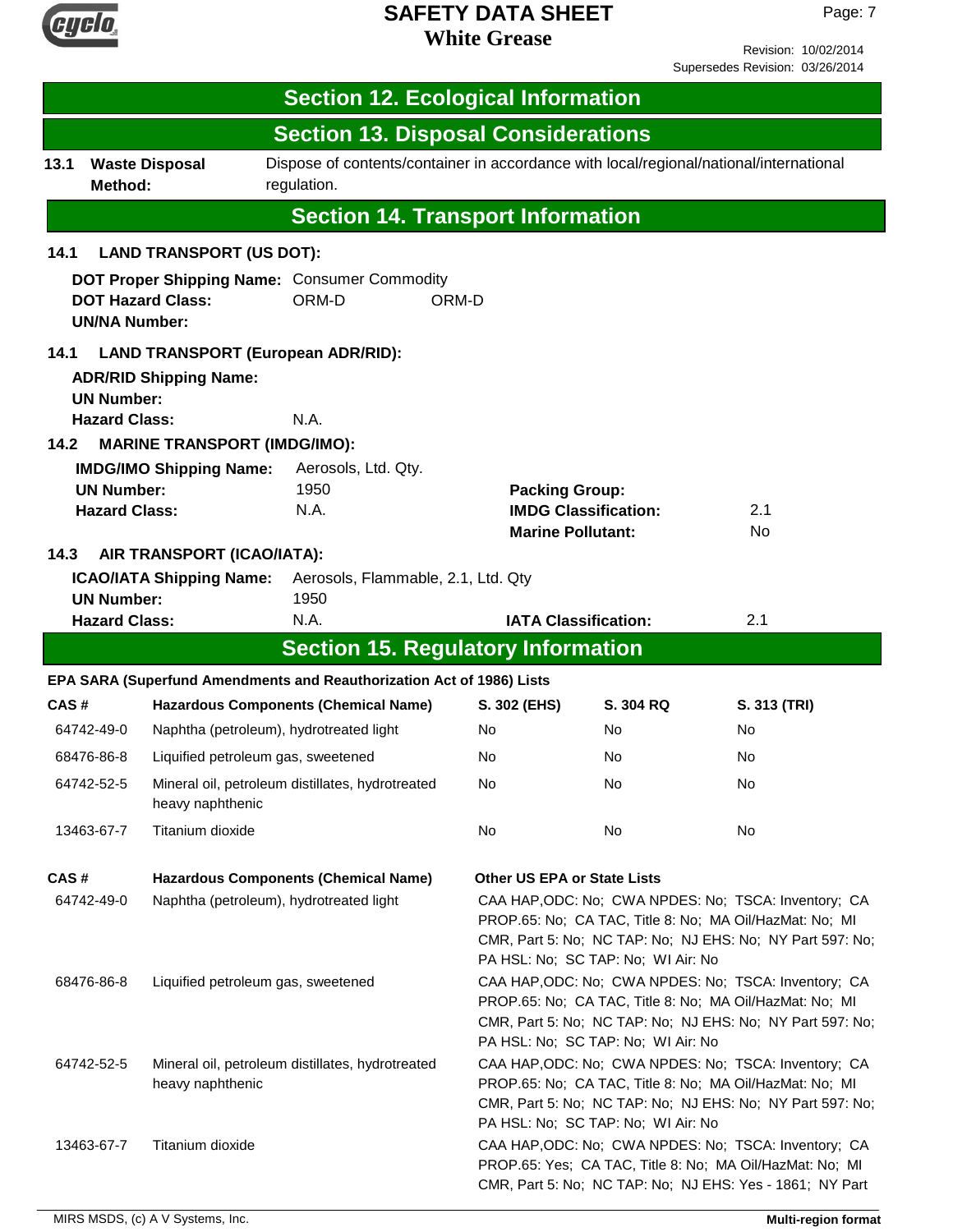## Section 12. Ecological Information

## Section 13. Disposal Considerations

**13.1 Waste Disposal Method:** Dispose of contents/container in accordance with local/regional/national/international regulation.

## Section 14. Transport Information

**14.1 LAND TRANSPORT (US DOT):**

**DOT Proper Shipping Name:** Consumer Commodity
**DOT Hazard Class:** ORM-D ORM-D
**UN/NA Number:**

**14.1 LAND TRANSPORT (European ADR/RID):**

**ADR/RID Shipping Name:**
**UN Number:**
**Hazard Class:** N.A.

**14.2 MARINE TRANSPORT (IMDG/IMO):**

**IMDG/IMO Shipping Name:** Aerosols, Ltd. Qty.
**UN Number:** 1950
**Hazard Class:** N.A.
**Packing Group:**
**IMDG Classification:** 2.1
**Marine Pollutant:** No

**14.3 AIR TRANSPORT (ICAO/IATA):**

**ICAO/IATA Shipping Name:** Aerosols, Flammable, 2.1, Ltd. Qty
**UN Number:** 1950
**Hazard Class:** N.A.
**IATA Classification:** 2.1

## Section 15. Regulatory Information

**EPA SARA (Superfund Amendments and Reauthorization Act of 1986) Lists**

| CAS # | Hazardous Components (Chemical Name) | S. 302 (EHS) | S. 304 RQ | S. 313 (TRI) |
|---|---|---|---|---|
| 64742-49-0 | Naphtha (petroleum), hydrotreated light | No | No | No |
| 68476-86-8 | Liquified petroleum gas, sweetened | No | No | No |
| 64742-52-5 | Mineral oil, petroleum distillates, hydrotreated heavy naphthenic | No | No | No |
| 13463-67-7 | Titanium dioxide | No | No | No |

| CAS # | Hazardous Components (Chemical Name) | Other US EPA or State Lists |
|---|---|---|
| 64742-49-0 | Naphtha (petroleum), hydrotreated light | CAA HAP,ODC: No; CWA NPDES: No; TSCA: Inventory; CA PROP.65: No; CA TAC, Title 8: No; MA Oil/HazMat: No; MI CMR, Part 5: No; NC TAP: No; NJ EHS: No; NY Part 597: No; PA HSL: No; SC TAP: No; WI Air: No |
| 68476-86-8 | Liquified petroleum gas, sweetened | CAA HAP,ODC: No; CWA NPDES: No; TSCA: Inventory; CA PROP.65: No; CA TAC, Title 8: No; MA Oil/HazMat: No; MI CMR, Part 5: No; NC TAP: No; NJ EHS: No; NY Part 597: No; PA HSL: No; SC TAP: No; WI Air: No |
| 64742-52-5 | Mineral oil, petroleum distillates, hydrotreated heavy naphthenic | CAA HAP,ODC: No; CWA NPDES: No; TSCA: Inventory; CA PROP.65: No; CA TAC, Title 8: No; MA Oil/HazMat: No; MI CMR, Part 5: No; NC TAP: No; NJ EHS: No; NY Part 597: No; PA HSL: No; SC TAP: No; WI Air: No |
| 13463-67-7 | Titanium dioxide | CAA HAP,ODC: No; CWA NPDES: No; TSCA: Inventory; CA PROP.65: Yes; CA TAC, Title 8: No; MA Oil/HazMat: No; MI CMR, Part 5: No; NC TAP: No; NJ EHS: Yes - 1861; NY Part |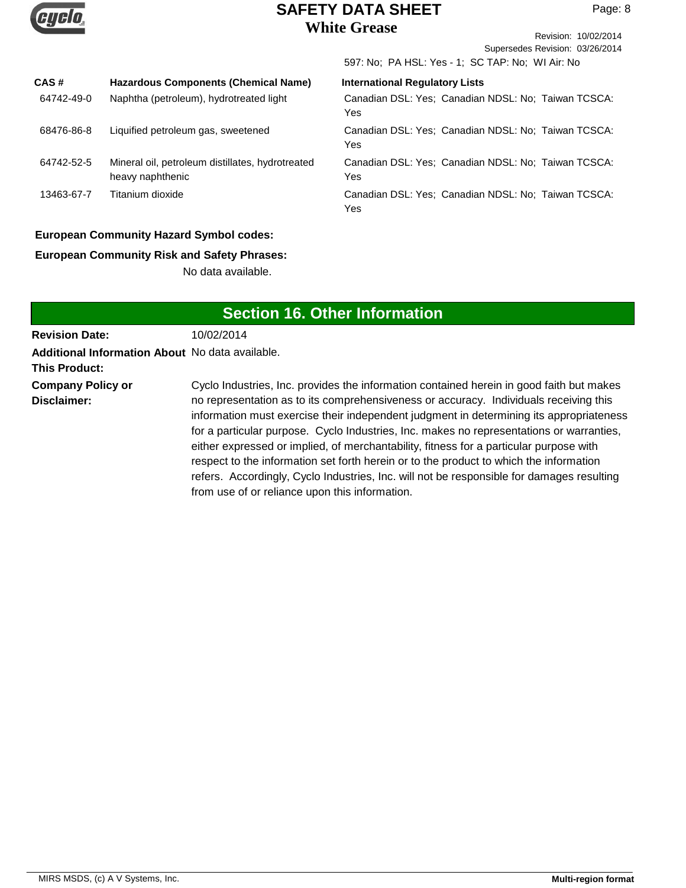597: No; PA HSL: Yes - 1; SC TAP: No; WI Air: No

| CAS # | Hazardous Components (Chemical Name) | International Regulatory Lists |
| --- | --- | --- |
| 64742-49-0 | Naphtha (petroleum), hydrotreated light | Canadian DSL: Yes; Canadian NDSL: No; Taiwan TCSCA: Yes |
| 68476-86-8 | Liquified petroleum gas, sweetened | Canadian DSL: Yes; Canadian NDSL: No; Taiwan TCSCA: Yes |
| 64742-52-5 | Mineral oil, petroleum distillates, hydrotreated heavy naphthenic | Canadian DSL: Yes; Canadian NDSL: No; Taiwan TCSCA: Yes |
| 13463-67-7 | Titanium dioxide | Canadian DSL: Yes; Canadian NDSL: No; Taiwan TCSCA: Yes |

**European Community Hazard Symbol codes:**

**European Community Risk and Safety Phrases:**

No data available.

## Section 16. Other Information

**Revision Date:** 10/02/2014

**Additional Information About This Product:** No data available.

**Company Policy or Disclaimer:** Cyclo Industries, Inc. provides the information contained herein in good faith but makes no representation as to its comprehensiveness or accuracy. Individuals receiving this information must exercise their independent judgment in determining its appropriateness for a particular purpose. Cyclo Industries, Inc. makes no representations or warranties, either expressed or implied, of merchantability, fitness for a particular purpose with respect to the information set forth herein or to the product to which the information refers. Accordingly, Cyclo Industries, Inc. will not be responsible for damages resulting from use of or reliance upon this information.